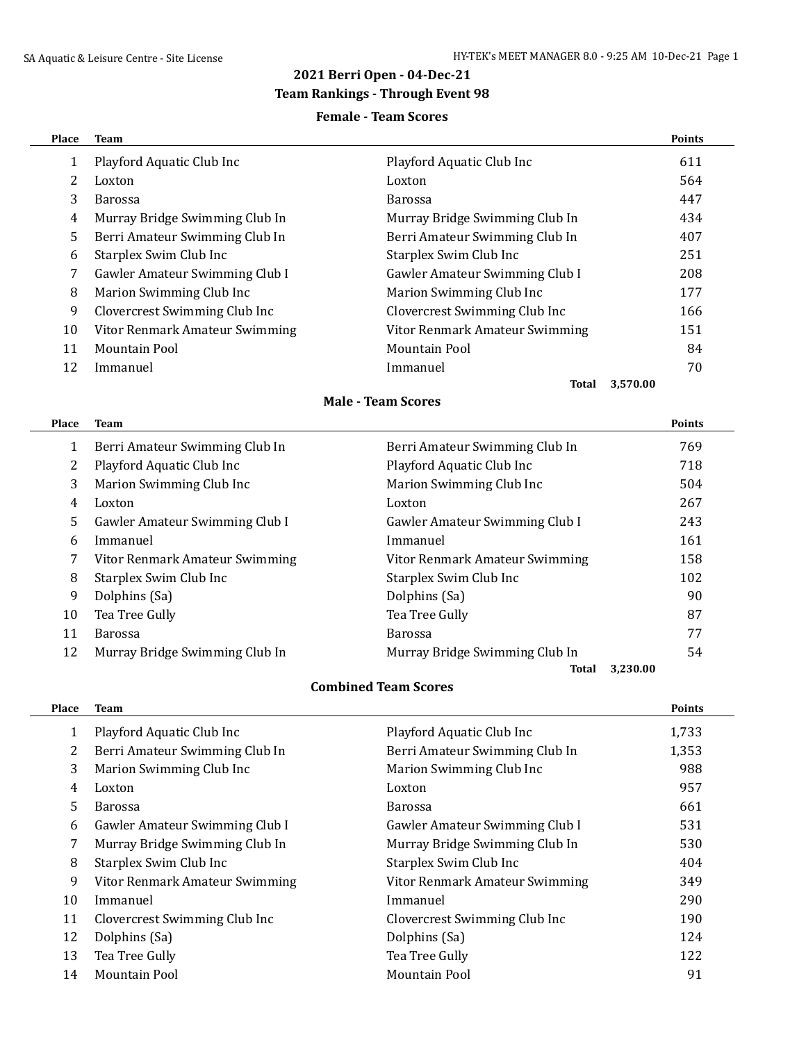# 2021 Berri Open - 04-Dec-21

## Team Rankings - Through Event 98

### Female - Team Scores

| Place | Team | | Points |
|---|---|---|---|
| 1 | Playford Aquatic Club Inc | Playford Aquatic Club Inc | 611 |
| 2 | Loxton | Loxton | 564 |
| 3 | Barossa | Barossa | 447 |
| 4 | Murray Bridge Swimming Club In | Murray Bridge Swimming Club In | 434 |
| 5 | Berri Amateur Swimming Club In | Berri Amateur Swimming Club In | 407 |
| 6 | Starplex Swim Club Inc | Starplex Swim Club Inc | 251 |
| 7 | Gawler Amateur Swimming Club I | Gawler Amateur Swimming Club I | 208 |
| 8 | Marion Swimming Club Inc | Marion Swimming Club Inc | 177 |
| 9 | Clovercrest Swimming Club Inc | Clovercrest Swimming Club Inc | 166 |
| 10 | Vitor Renmark Amateur Swimming | Vitor Renmark Amateur Swimming | 151 |
| 11 | Mountain Pool | Mountain Pool | 84 |
| 12 | Immanuel | Immanuel | 70 |
| | | **Total** | **3,570.00** |

### Male - Team Scores

| Place | Team | | Points |
|---|---|---|---|
| 1 | Berri Amateur Swimming Club In | Berri Amateur Swimming Club In | 769 |
| 2 | Playford Aquatic Club Inc | Playford Aquatic Club Inc | 718 |
| 3 | Marion Swimming Club Inc | Marion Swimming Club Inc | 504 |
| 4 | Loxton | Loxton | 267 |
| 5 | Gawler Amateur Swimming Club I | Gawler Amateur Swimming Club I | 243 |
| 6 | Immanuel | Immanuel | 161 |
| 7 | Vitor Renmark Amateur Swimming | Vitor Renmark Amateur Swimming | 158 |
| 8 | Starplex Swim Club Inc | Starplex Swim Club Inc | 102 |
| 9 | Dolphins (Sa) | Dolphins (Sa) | 90 |
| 10 | Tea Tree Gully | Tea Tree Gully | 87 |
| 11 | Barossa | Barossa | 77 |
| 12 | Murray Bridge Swimming Club In | Murray Bridge Swimming Club In | 54 |
| | | **Total** | **3,230.00** |

### Combined Team Scores

| Place | Team | | Points |
|---|---|---|---|
| 1 | Playford Aquatic Club Inc | Playford Aquatic Club Inc | 1,733 |
| 2 | Berri Amateur Swimming Club In | Berri Amateur Swimming Club In | 1,353 |
| 3 | Marion Swimming Club Inc | Marion Swimming Club Inc | 988 |
| 4 | Loxton | Loxton | 957 |
| 5 | Barossa | Barossa | 661 |
| 6 | Gawler Amateur Swimming Club I | Gawler Amateur Swimming Club I | 531 |
| 7 | Murray Bridge Swimming Club In | Murray Bridge Swimming Club In | 530 |
| 8 | Starplex Swim Club Inc | Starplex Swim Club Inc | 404 |
| 9 | Vitor Renmark Amateur Swimming | Vitor Renmark Amateur Swimming | 349 |
| 10 | Immanuel | Immanuel | 290 |
| 11 | Clovercrest Swimming Club Inc | Clovercrest Swimming Club Inc | 190 |
| 12 | Dolphins (Sa) | Dolphins (Sa) | 124 |
| 13 | Tea Tree Gully | Tea Tree Gully | 122 |
| 14 | Mountain Pool | Mountain Pool | 91 |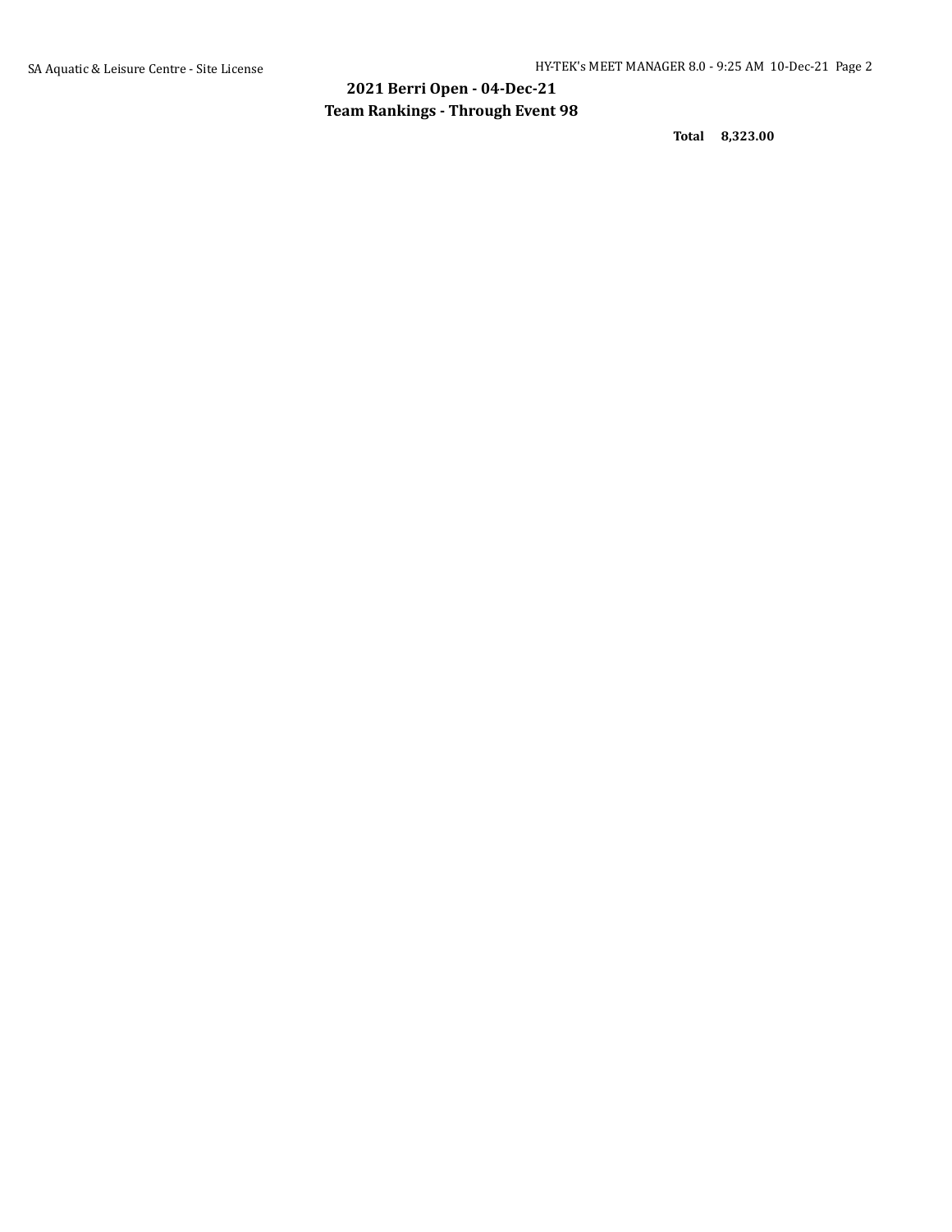## 2021 Berri Open - 04-Dec-21

### Team Rankings - Through Event 98

**Total 8,323.00**